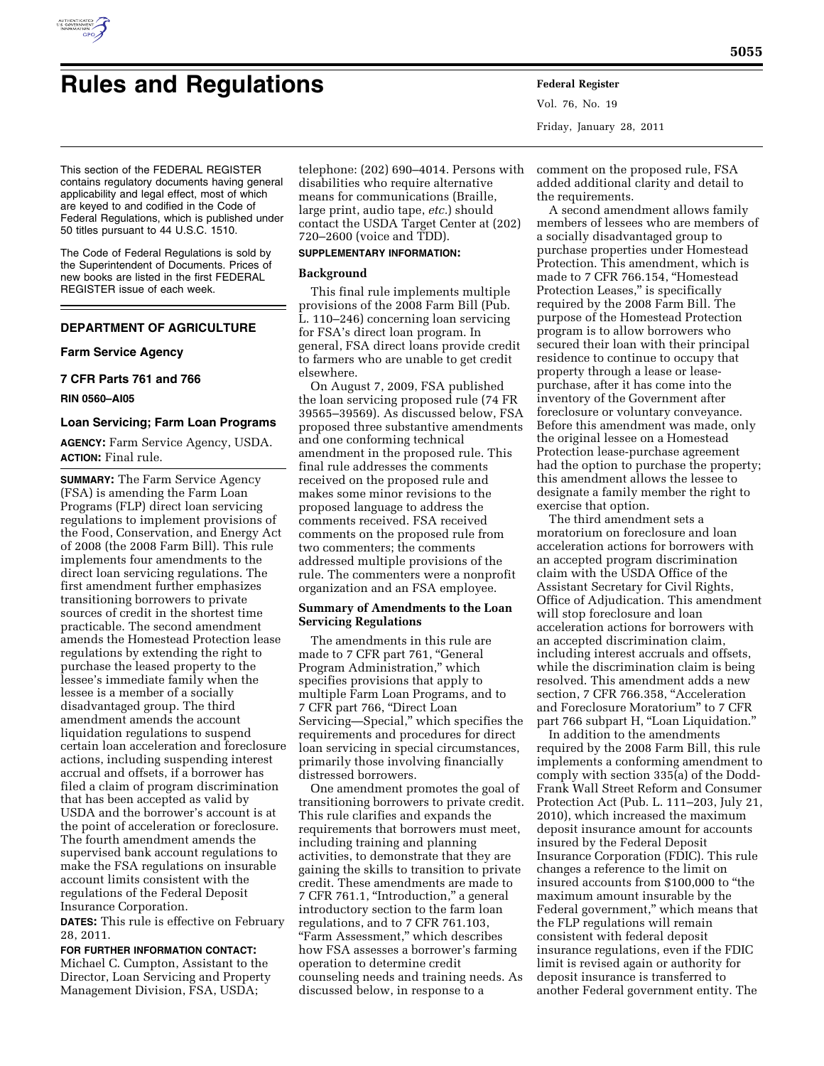# Rules and Regulations

This section of the FEDERAL REGISTER contains regulatory documents having general applicability and legal effect, most of which are keyed to and codified in the Code of Federal Regulations, which is published under 50 titles pursuant to 44 U.S.C. 1510.

The Code of Federal Regulations is sold by the Superintendent of Documents. Prices of new books are listed in the first FEDERAL REGISTER issue of each week.

## DEPARTMENT OF AGRICULTURE

### Farm Service Agency

### 7 CFR Parts 761 and 766

**RIN 0560–AI05**

### Loan Servicing; Farm Loan Programs

**AGENCY:** Farm Service Agency, USDA.

**ACTION:** Final rule.

**SUMMARY:** The Farm Service Agency (FSA) is amending the Farm Loan Programs (FLP) direct loan servicing regulations to implement provisions of the Food, Conservation, and Energy Act of 2008 (the 2008 Farm Bill). This rule implements four amendments to the direct loan servicing regulations. The first amendment further emphasizes transitioning borrowers to private sources of credit in the shortest time practicable. The second amendment amends the Homestead Protection lease regulations by extending the right to purchase the leased property to the lessee's immediate family when the lessee is a member of a socially disadvantaged group. The third amendment amends the account liquidation regulations to suspend certain loan acceleration and foreclosure actions, including suspending interest accrual and offsets, if a borrower has filed a claim of program discrimination that has been accepted as valid by USDA and the borrower's account is at the point of acceleration or foreclosure. The fourth amendment amends the supervised bank account regulations to make the FSA regulations on insurable account limits consistent with the regulations of the Federal Deposit Insurance Corporation.

**DATES:** This rule is effective on February 28, 2011.

**FOR FURTHER INFORMATION CONTACT:** Michael C. Cumpton, Assistant to the Director, Loan Servicing and Property Management Division, FSA, USDA; telephone: (202) 690–4014. Persons with disabilities who require alternative means for communications (Braille, large print, audio tape, *etc.*) should contact the USDA Target Center at (202) 720–2600 (voice and TDD).

**SUPPLEMENTARY INFORMATION:**

**Background**

This final rule implements multiple provisions of the 2008 Farm Bill (Pub. L. 110–246) concerning loan servicing for FSA's direct loan program. In general, FSA direct loans provide credit to farmers who are unable to get credit elsewhere.

On August 7, 2009, FSA published the loan servicing proposed rule (74 FR 39565–39569). As discussed below, FSA proposed three substantive amendments and one conforming technical amendment in the proposed rule. This final rule addresses the comments received on the proposed rule and makes some minor revisions to the proposed language to address the comments received. FSA received comments on the proposed rule from two commenters; the comments addressed multiple provisions of the rule. The commenters were a nonprofit organization and an FSA employee.

**Summary of Amendments to the Loan Servicing Regulations**

The amendments in this rule are made to 7 CFR part 761, "General Program Administration," which specifies provisions that apply to multiple Farm Loan Programs, and to 7 CFR part 766, "Direct Loan Servicing—Special," which specifies the requirements and procedures for direct loan servicing in special circumstances, primarily those involving financially distressed borrowers.

One amendment promotes the goal of transitioning borrowers to private credit. This rule clarifies and expands the requirements that borrowers must meet, including training and planning activities, to demonstrate that they are gaining the skills to transition to private credit. These amendments are made to 7 CFR 761.1, "Introduction," a general introductory section to the farm loan regulations, and to 7 CFR 761.103, "Farm Assessment," which describes how FSA assesses a borrower's farming operation to determine credit counseling needs and training needs. As discussed below, in response to a comment on the proposed rule, FSA added additional clarity and detail to the requirements.

A second amendment allows family members of lessees who are members of a socially disadvantaged group to purchase properties under Homestead Protection. This amendment, which is made to 7 CFR 766.154, "Homestead Protection Leases," is specifically required by the 2008 Farm Bill. The purpose of the Homestead Protection program is to allow borrowers who secured their loan with their principal residence to continue to occupy that property through a lease or lease-purchase, after it has come into the inventory of the Government after foreclosure or voluntary conveyance. Before this amendment was made, only the original lessee on a Homestead Protection lease-purchase agreement had the option to purchase the property; this amendment allows the lessee to designate a family member the right to exercise that option.

The third amendment sets a moratorium on foreclosure and loan acceleration actions for borrowers with an accepted program discrimination claim with the USDA Office of the Assistant Secretary for Civil Rights, Office of Adjudication. This amendment will stop foreclosure and loan acceleration actions for borrowers with an accepted discrimination claim, including interest accruals and offsets, while the discrimination claim is being resolved. This amendment adds a new section, 7 CFR 766.358, "Acceleration and Foreclosure Moratorium" to 7 CFR part 766 subpart H, "Loan Liquidation."

In addition to the amendments required by the 2008 Farm Bill, this rule implements a conforming amendment to comply with section 335(a) of the Dodd-Frank Wall Street Reform and Consumer Protection Act (Pub. L. 111–203, July 21, 2010), which increased the maximum deposit insurance amount for accounts insured by the Federal Deposit Insurance Corporation (FDIC). This rule changes a reference to the limit on insured accounts from $100,000 to "the maximum amount insurable by the Federal government," which means that the FLP regulations will remain consistent with federal deposit insurance regulations, even if the FDIC limit is revised again or authority for deposit insurance is transferred to another Federal government entity. The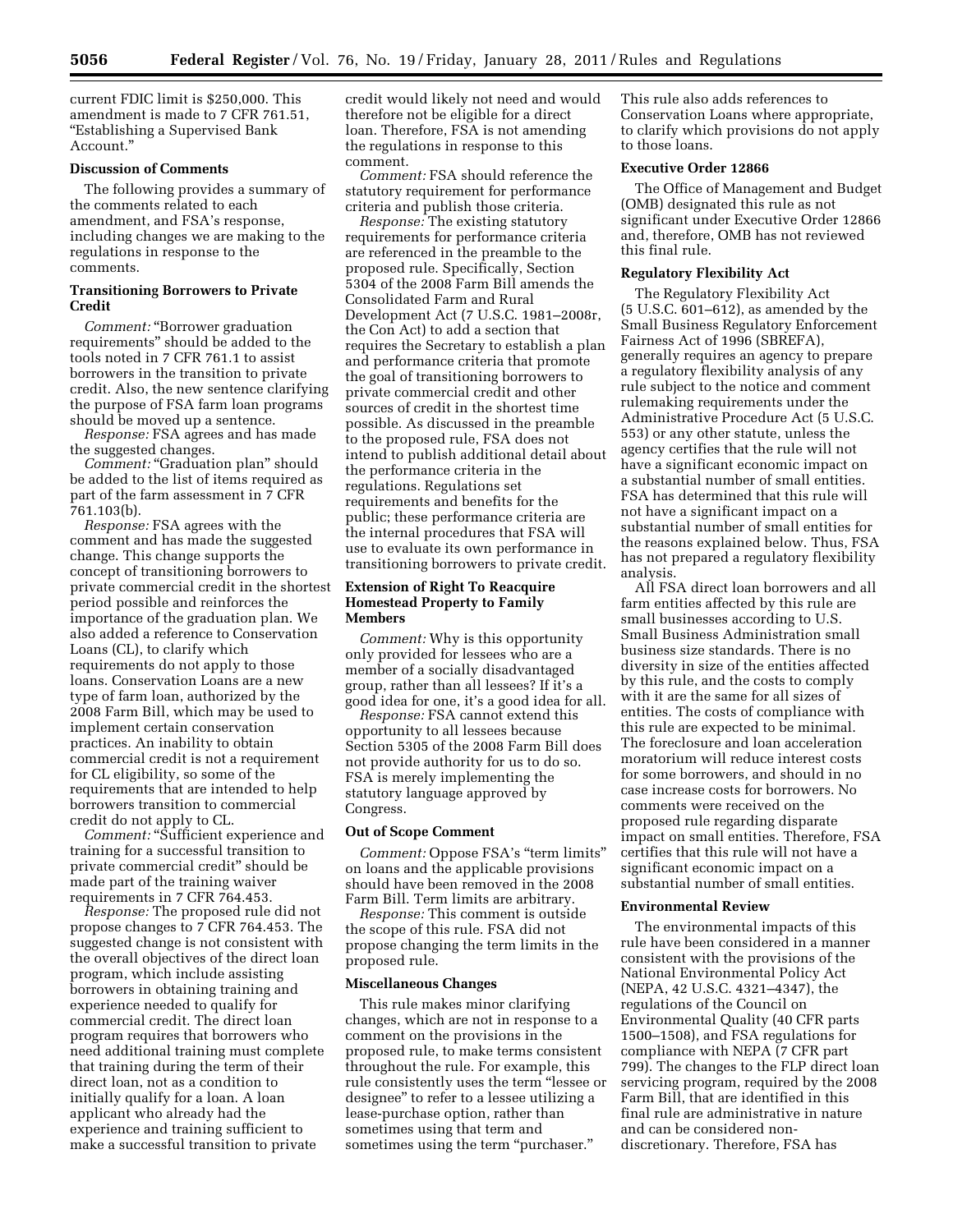current FDIC limit is $250,000. This amendment is made to 7 CFR 761.51, "Establishing a Supervised Bank Account."

**Discussion of Comments**

The following provides a summary of the comments related to each amendment, and FSA's response, including changes we are making to the regulations in response to the comments.

**Transitioning Borrowers to Private Credit**

*Comment:* "Borrower graduation requirements" should be added to the tools noted in 7 CFR 761.1 to assist borrowers in the transition to private credit. Also, the new sentence clarifying the purpose of FSA farm loan programs should be moved up a sentence.

*Response:* FSA agrees and has made the suggested changes.

*Comment:* "Graduation plan" should be added to the list of items required as part of the farm assessment in 7 CFR 761.103(b).

*Response:* FSA agrees with the comment and has made the suggested change. This change supports the concept of transitioning borrowers to private commercial credit in the shortest period possible and reinforces the importance of the graduation plan. We also added a reference to Conservation Loans (CL), to clarify which requirements do not apply to those loans. Conservation Loans are a new type of farm loan, authorized by the 2008 Farm Bill, which may be used to implement certain conservation practices. An inability to obtain commercial credit is not a requirement for CL eligibility, so some of the requirements that are intended to help borrowers transition to commercial credit do not apply to CL.

*Comment:* "Sufficient experience and training for a successful transition to private commercial credit" should be made part of the training waiver requirements in 7 CFR 764.453.

*Response:* The proposed rule did not propose changes to 7 CFR 764.453. The suggested change is not consistent with the overall objectives of the direct loan program, which include assisting borrowers in obtaining training and experience needed to qualify for commercial credit. The direct loan program requires that borrowers who need additional training must complete that training during the term of their direct loan, not as a condition to initially qualify for a loan. A loan applicant who already had the experience and training sufficient to make a successful transition to private credit would likely not need and would therefore not be eligible for a direct loan. Therefore, FSA is not amending the regulations in response to this comment.

*Comment:* FSA should reference the statutory requirement for performance criteria and publish those criteria.

*Response:* The existing statutory requirements for performance criteria are referenced in the preamble to the proposed rule. Specifically, Section 5304 of the 2008 Farm Bill amends the Consolidated Farm and Rural Development Act (7 U.S.C. 1981–2008r, the Con Act) to add a section that requires the Secretary to establish a plan and performance criteria that promote the goal of transitioning borrowers to private commercial credit and other sources of credit in the shortest time possible. As discussed in the preamble to the proposed rule, FSA does not intend to publish additional detail about the performance criteria in the regulations. Regulations set requirements and benefits for the public; these performance criteria are the internal procedures that FSA will use to evaluate its own performance in transitioning borrowers to private credit.

**Extension of Right To Reacquire Homestead Property to Family Members**

*Comment:* Why is this opportunity only provided for lessees who are a member of a socially disadvantaged group, rather than all lessees? If it's a good idea for one, it's a good idea for all.

*Response:* FSA cannot extend this opportunity to all lessees because Section 5305 of the 2008 Farm Bill does not provide authority for us to do so. FSA is merely implementing the statutory language approved by Congress.

**Out of Scope Comment**

*Comment:* Oppose FSA's "term limits" on loans and the applicable provisions should have been removed in the 2008 Farm Bill. Term limits are arbitrary.

*Response:* This comment is outside the scope of this rule. FSA did not propose changing the term limits in the proposed rule.

**Miscellaneous Changes**

This rule makes minor clarifying changes, which are not in response to a comment on the provisions in the proposed rule, to make terms consistent throughout the rule. For example, this rule consistently uses the term "lessee or designee" to refer to a lessee utilizing a lease-purchase option, rather than sometimes using that term and sometimes using the term "purchaser." This rule also adds references to Conservation Loans where appropriate, to clarify which provisions do not apply to those loans.

**Executive Order 12866**

The Office of Management and Budget (OMB) designated this rule as not significant under Executive Order 12866 and, therefore, OMB has not reviewed this final rule.

**Regulatory Flexibility Act**

The Regulatory Flexibility Act (5 U.S.C. 601–612), as amended by the Small Business Regulatory Enforcement Fairness Act of 1996 (SBREFA), generally requires an agency to prepare a regulatory flexibility analysis of any rule subject to the notice and comment rulemaking requirements under the Administrative Procedure Act (5 U.S.C. 553) or any other statute, unless the agency certifies that the rule will not have a significant economic impact on a substantial number of small entities. FSA has determined that this rule will not have a significant impact on a substantial number of small entities for the reasons explained below. Thus, FSA has not prepared a regulatory flexibility analysis.

All FSA direct loan borrowers and all farm entities affected by this rule are small businesses according to U.S. Small Business Administration small business size standards. There is no diversity in size of the entities affected by this rule, and the costs to comply with it are the same for all sizes of entities. The costs of compliance with this rule are expected to be minimal. The foreclosure and loan acceleration moratorium will reduce interest costs for some borrowers, and should in no case increase costs for borrowers. No comments were received on the proposed rule regarding disparate impact on small entities. Therefore, FSA certifies that this rule will not have a significant economic impact on a substantial number of small entities.

**Environmental Review**

The environmental impacts of this rule have been considered in a manner consistent with the provisions of the National Environmental Policy Act (NEPA, 42 U.S.C. 4321–4347), the regulations of the Council on Environmental Quality (40 CFR parts 1500–1508), and FSA regulations for compliance with NEPA (7 CFR part 799). The changes to the FLP direct loan servicing program, required by the 2008 Farm Bill, that are identified in this final rule are administrative in nature and can be considered non-discretionary. Therefore, FSA has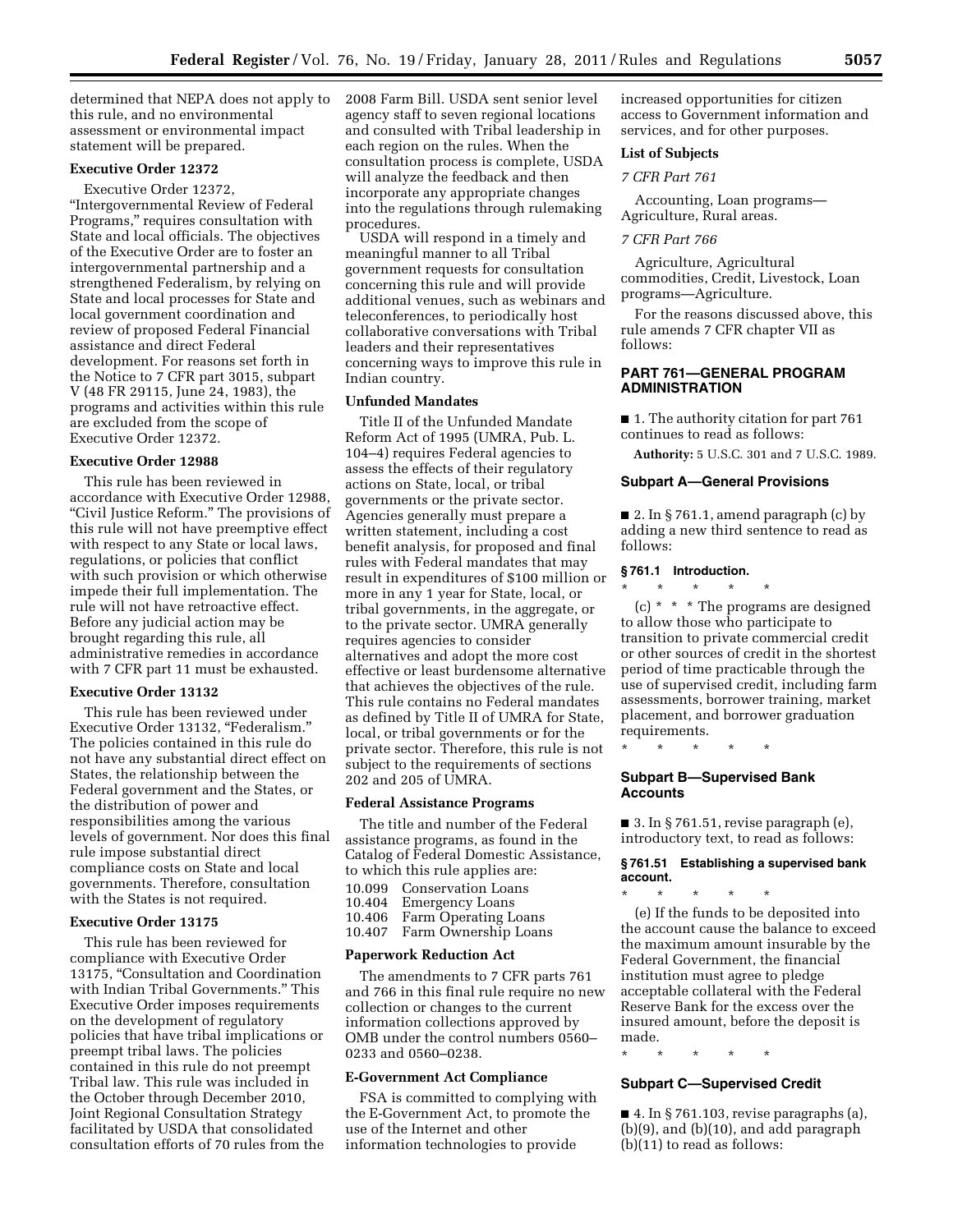determined that NEPA does not apply to this rule, and no environmental assessment or environmental impact statement will be prepared.

**Executive Order 12372**

Executive Order 12372, "Intergovernmental Review of Federal Programs," requires consultation with State and local officials. The objectives of the Executive Order are to foster an intergovernmental partnership and a strengthened Federalism, by relying on State and local processes for State and local government coordination and review of proposed Federal Financial assistance and direct Federal development. For reasons set forth in the Notice to 7 CFR part 3015, subpart V (48 FR 29115, June 24, 1983), the programs and activities within this rule are excluded from the scope of Executive Order 12372.

**Executive Order 12988**

This rule has been reviewed in accordance with Executive Order 12988, "Civil Justice Reform." The provisions of this rule will not have preemptive effect with respect to any State or local laws, regulations, or policies that conflict with such provision or which otherwise impede their full implementation. The rule will not have retroactive effect. Before any judicial action may be brought regarding this rule, all administrative remedies in accordance with 7 CFR part 11 must be exhausted.

**Executive Order 13132**

This rule has been reviewed under Executive Order 13132, "Federalism." The policies contained in this rule do not have any substantial direct effect on States, the relationship between the Federal government and the States, or the distribution of power and responsibilities among the various levels of government. Nor does this final rule impose substantial direct compliance costs on State and local governments. Therefore, consultation with the States is not required.

**Executive Order 13175**

This rule has been reviewed for compliance with Executive Order 13175, "Consultation and Coordination with Indian Tribal Governments." This Executive Order imposes requirements on the development of regulatory policies that have tribal implications or preempt tribal laws. The policies contained in this rule do not preempt Tribal law. This rule was included in the October through December 2010, Joint Regional Consultation Strategy facilitated by USDA that consolidated consultation efforts of 70 rules from the 2008 Farm Bill. USDA sent senior level agency staff to seven regional locations and consulted with Tribal leadership in each region on the rules. When the consultation process is complete, USDA will analyze the feedback and then incorporate any appropriate changes into the regulations through rulemaking procedures.

USDA will respond in a timely and meaningful manner to all Tribal government requests for consultation concerning this rule and will provide additional venues, such as webinars and teleconferences, to periodically host collaborative conversations with Tribal leaders and their representatives concerning ways to improve this rule in Indian country.

**Unfunded Mandates**

Title II of the Unfunded Mandate Reform Act of 1995 (UMRA, Pub. L. 104–4) requires Federal agencies to assess the effects of their regulatory actions on State, local, or tribal governments or the private sector. Agencies generally must prepare a written statement, including a cost benefit analysis, for proposed and final rules with Federal mandates that may result in expenditures of $100 million or more in any 1 year for State, local, or tribal governments, in the aggregate, or to the private sector. UMRA generally requires agencies to consider alternatives and adopt the more cost effective or least burdensome alternative that achieves the objectives of the rule. This rule contains no Federal mandates as defined by Title II of UMRA for State, local, or tribal governments or for the private sector. Therefore, this rule is not subject to the requirements of sections 202 and 205 of UMRA.

**Federal Assistance Programs**

The title and number of the Federal assistance programs, as found in the Catalog of Federal Domestic Assistance, to which this rule applies are:

10.099 Conservation Loans
10.404 Emergency Loans
10.406 Farm Operating Loans
10.407 Farm Ownership Loans

**Paperwork Reduction Act**

The amendments to 7 CFR parts 761 and 766 in this final rule require no new collection or changes to the current information collections approved by OMB under the control numbers 0560–0233 and 0560–0238.

**E-Government Act Compliance**

FSA is committed to complying with the E-Government Act, to promote the use of the Internet and other information technologies to provide increased opportunities for citizen access to Government information and services, and for other purposes.

**List of Subjects**

*7 CFR Part 761*

Accounting, Loan programs—Agriculture, Rural areas.

*7 CFR Part 766*

Agriculture, Agricultural commodities, Credit, Livestock, Loan programs—Agriculture.

For the reasons discussed above, this rule amends 7 CFR chapter VII as follows:

## PART 761—GENERAL PROGRAM ADMINISTRATION

■ 1. The authority citation for part 761 continues to read as follows:

**Authority:** 5 U.S.C. 301 and 7 U.S.C. 1989.

### Subpart A—General Provisions

■ 2. In § 761.1, amend paragraph (c) by adding a new third sentence to read as follows:

**§ 761.1 Introduction.**

\* \* \* \* \*

(c) \* \* \* The programs are designed to allow those who participate to transition to private commercial credit or other sources of credit in the shortest period of time practicable through the use of supervised credit, including farm assessments, borrower training, market placement, and borrower graduation requirements.

\* \* \* \* \*

### Subpart B—Supervised Bank Accounts

■ 3. In § 761.51, revise paragraph (e), introductory text, to read as follows:

**§ 761.51 Establishing a supervised bank account.**

\* \* \* \* \*

(e) If the funds to be deposited into the account cause the balance to exceed the maximum amount insurable by the Federal Government, the financial institution must agree to pledge acceptable collateral with the Federal Reserve Bank for the excess over the insured amount, before the deposit is made.

\* \* \* \* \*

### Subpart C—Supervised Credit

■ 4. In § 761.103, revise paragraphs (a), (b)(9), and (b)(10), and add paragraph (b)(11) to read as follows: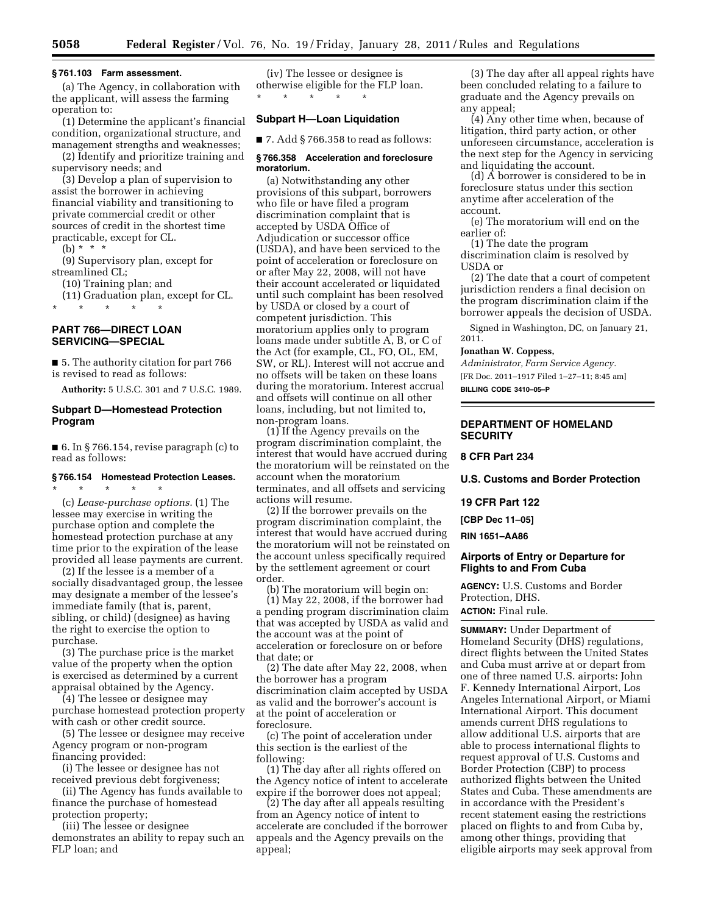### § 761.103 Farm assessment.

(a) The Agency, in collaboration with the applicant, will assess the farming operation to:

(1) Determine the applicant's financial condition, organizational structure, and management strengths and weaknesses;

(2) Identify and prioritize training and supervisory needs; and

(3) Develop a plan of supervision to assist the borrower in achieving financial viability and transitioning to private commercial credit or other sources of credit in the shortest time practicable, except for CL.

(b) * * *

(9) Supervisory plan, except for streamlined CL;

(10) Training plan; and

(11) Graduation plan, except for CL.

\* \* \* \* \*

## PART 766—DIRECT LOAN SERVICING—SPECIAL

■ 5. The authority citation for part 766 is revised to read as follows:

**Authority:** 5 U.S.C. 301 and 7 U.S.C. 1989.

### Subpart D—Homestead Protection Program

■ 6. In § 766.154, revise paragraph (c) to read as follows:

### § 766.154 Homestead Protection Leases.

\* \* \* \* \*

(c) *Lease-purchase options.* (1) The lessee may exercise in writing the purchase option and complete the homestead protection purchase at any time prior to the expiration of the lease provided all lease payments are current.

(2) If the lessee is a member of a socially disadvantaged group, the lessee may designate a member of the lessee's immediate family (that is, parent, sibling, or child) (designee) as having the right to exercise the option to purchase.

(3) The purchase price is the market value of the property when the option is exercised as determined by a current appraisal obtained by the Agency.

(4) The lessee or designee may purchase homestead protection property with cash or other credit source.

(5) The lessee or designee may receive Agency program or non-program financing provided:

(i) The lessee or designee has not received previous debt forgiveness;

(ii) The Agency has funds available to finance the purchase of homestead protection property;

(iii) The lessee or designee demonstrates an ability to repay such an FLP loan; and

(iv) The lessee or designee is otherwise eligible for the FLP loan.

\* \* \* \* \*

### Subpart H—Loan Liquidation

■ 7. Add § 766.358 to read as follows:

### § 766.358 Acceleration and foreclosure moratorium.

(a) Notwithstanding any other provisions of this subpart, borrowers who file or have filed a program discrimination complaint that is accepted by USDA Office of Adjudication or successor office (USDA), and have been serviced to the point of acceleration or foreclosure on or after May 22, 2008, will not have their account accelerated or liquidated until such complaint has been resolved by USDA or closed by a court of competent jurisdiction. This moratorium applies only to program loans made under subtitle A, B, or C of the Act (for example, CL, FO, OL, EM, SW, or RL). Interest will not accrue and no offsets will be taken on these loans during the moratorium. Interest accrual and offsets will continue on all other loans, including, but not limited to, non-program loans.

(1) If the Agency prevails on the program discrimination complaint, the interest that would have accrued during the moratorium will be reinstated on the account when the moratorium terminates, and all offsets and servicing actions will resume.

(2) If the borrower prevails on the program discrimination complaint, the interest that would have accrued during the moratorium will not be reinstated on the account unless specifically required by the settlement agreement or court order.

(b) The moratorium will begin on:

(1) May 22, 2008, if the borrower had a pending program discrimination claim that was accepted by USDA as valid and the account was at the point of acceleration or foreclosure on or before that date; or

(2) The date after May 22, 2008, when the borrower has a program discrimination claim accepted by USDA as valid and the borrower's account is at the point of acceleration or foreclosure.

(c) The point of acceleration under this section is the earliest of the following:

(1) The day after all rights offered on the Agency notice of intent to accelerate expire if the borrower does not appeal;

(2) The day after all appeals resulting from an Agency notice of intent to accelerate are concluded if the borrower appeals and the Agency prevails on the appeal;

(3) The day after all appeal rights have been concluded relating to a failure to graduate and the Agency prevails on any appeal;

(4) Any other time when, because of litigation, third party action, or other unforeseen circumstance, acceleration is the next step for the Agency in servicing and liquidating the account.

(d) A borrower is considered to be in foreclosure status under this section anytime after acceleration of the account.

(e) The moratorium will end on the earlier of:

(1) The date the program discrimination claim is resolved by USDA or

(2) The date that a court of competent jurisdiction renders a final decision on the program discrimination claim if the borrower appeals the decision of USDA.

Signed in Washington, DC, on January 21, 2011.

**Jonathan W. Coppess,**

*Administrator, Farm Service Agency.*

[FR Doc. 2011–1917 Filed 1–27–11; 8:45 am]

**BILLING CODE 3410–05–P**

---

## DEPARTMENT OF HOMELAND SECURITY

### 8 CFR Part 234

### U.S. Customs and Border Protection

### 19 CFR Part 122

**[CBP Dec 11–05]**

**RIN 1651–AA86**

## Airports of Entry or Departure for Flights to and From Cuba

**AGENCY:** U.S. Customs and Border Protection, DHS.

**ACTION:** Final rule.

**SUMMARY:** Under Department of Homeland Security (DHS) regulations, direct flights between the United States and Cuba must arrive at or depart from one of three named U.S. airports: John F. Kennedy International Airport, Los Angeles International Airport, or Miami International Airport. This document amends current DHS regulations to allow additional U.S. airports that are able to process international flights to request approval of U.S. Customs and Border Protection (CBP) to process authorized flights between the United States and Cuba. These amendments are in accordance with the President's recent statement easing the restrictions placed on flights to and from Cuba by, among other things, providing that eligible airports may seek approval from